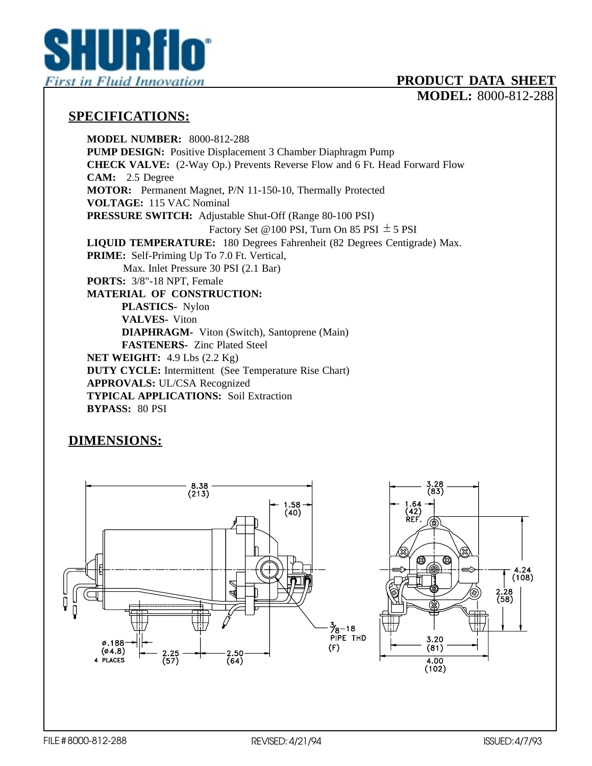**SHURflo**
*First in Fluid Innovation*

**PRODUCT DATA SHEET**
**MODEL:** 8000-812-288

## SPECIFICATIONS:

**MODEL NUMBER:** 8000-812-288
**PUMP DESIGN:** Positive Displacement 3 Chamber Diaphragm Pump
**CHECK VALVE:** (2-Way Op.) Prevents Reverse Flow and 6 Ft. Head Forward Flow
**CAM:** 2.5 Degree
**MOTOR:** Permanent Magnet, P/N 11-150-10, Thermally Protected
**VOLTAGE:** 115 VAC Nominal
**PRESSURE SWITCH:** Adjustable Shut-Off (Range 80-100 PSI)
Factory Set @100 PSI, Turn On 85 PSI ± 5 PSI
**LIQUID TEMPERATURE:** 180 Degrees Fahrenheit (82 Degrees Centigrade) Max.
**PRIME:** Self-Priming Up To 7.0 Ft. Vertical,
Max. Inlet Pressure 30 PSI (2.1 Bar)
**PORTS:** 3/8"-18 NPT, Female
**MATERIAL OF CONSTRUCTION:**
- **PLASTICS-** Nylon
- **VALVES-** Viton
- **DIAPHRAGM-** Viton (Switch), Santoprene (Main)
- **FASTENERS-** Zinc Plated Steel

**NET WEIGHT:** 4.9 Lbs (2.2 Kg)
**DUTY CYCLE:** Intermittent (See Temperature Rise Chart)
**APPROVALS:** UL/CSA Recognized
**TYPICAL APPLICATIONS:** Soil Extraction
**BYPASS:** 80 PSI

## DIMENSIONS:

8.38 (213)
1.58 (40)
3/8-18 PIPE THD (F)
ø.188 (ø4.8) 4 PLACES
2.25 (57)
2.50 (64)
3.28 (83)
1.64 (42) REF.
4.24 (108)
2.28 (58)
3.20 (81)
4.00 (102)

FILE # 8000-812-288 REVISED: 4/21/94 ISSUED: 4/7/93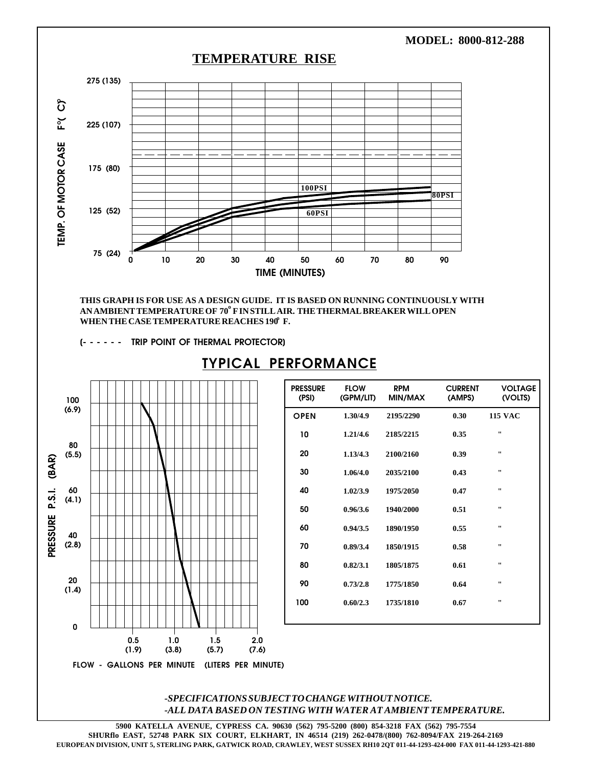**MODEL: 8000-812-288**

## TEMPERATURE RISE

TEMP. OF MOTOR CASE F°( C°)

275 (135)

225 (107)

175 (80)

125 (52)

75 (24)

0 10 20 30 40 50 60 70 80 90

TIME (MINUTES)

100PSI

80PSI

60PSI

**THIS GRAPH IS FOR USE AS A DESIGN GUIDE. IT IS BASED ON RUNNING CONTINUOUSLY WITH AN AMBIENT TEMPERATURE OF 70° F IN STILL AIR. THE THERMAL BREAKER WILL OPEN WHEN THE CASE TEMPERATURE REACHES 190° F.**

**(- - - - - - TRIP POINT OF THERMAL PROTECTOR)**

## TYPICAL PERFORMANCE

PRESSURE P.S.I. (BAR)

100 (6.9)

80 (5.5)

60 (4.1)

40 (2.8)

20 (1.4)

0

0.5 (1.9) 1.0 (3.8) 1.5 (5.7) 2.0 (7.6)

FLOW - GALLONS PER MINUTE (LITERS PER MINUTE)

| PRESSURE (PSI) | FLOW (GPM/LIT) | RPM MIN/MAX | CURRENT (AMPS) | VOLTAGE (VOLTS) |
|---|---|---|---|---|
| OPEN | 1.30/4.9 | 2195/2290 | 0.30 | 115 VAC |
| 10 | 1.21/4.6 | 2185/2215 | 0.35 | " |
| 20 | 1.13/4.3 | 2100/2160 | 0.39 | " |
| 30 | 1.06/4.0 | 2035/2100 | 0.43 | " |
| 40 | 1.02/3.9 | 1975/2050 | 0.47 | " |
| 50 | 0.96/3.6 | 1940/2000 | 0.51 | " |
| 60 | 0.94/3.5 | 1890/1950 | 0.55 | " |
| 70 | 0.89/3.4 | 1850/1915 | 0.58 | " |
| 80 | 0.82/3.1 | 1805/1875 | 0.61 | " |
| 90 | 0.73/2.8 | 1775/1850 | 0.64 | " |
| 100 | 0.60/2.3 | 1735/1810 | 0.67 | " |

***-SPECIFICATIONS SUBJECT TO CHANGE WITHOUT NOTICE.***
***-ALL DATA BASED ON TESTING WITH WATER AT AMBIENT TEMPERATURE.***

**5900 KATELLA AVENUE, CYPRESS CA. 90630 (562) 795-5200 (800) 854-3218 FAX (562) 795-7554**
**SHURflo EAST, 52748 PARK SIX COURT, ELKHART, IN 46514 (219) 262-0478/(800) 762-8094/FAX 219-264-2169**
**EUROPEAN DIVISION, UNIT 5, STERLING PARK, GATWICK ROAD, CRAWLEY, WEST SUSSEX RH10 2QT 011-44-1293-424-000 FAX 011-44-1293-421-880**